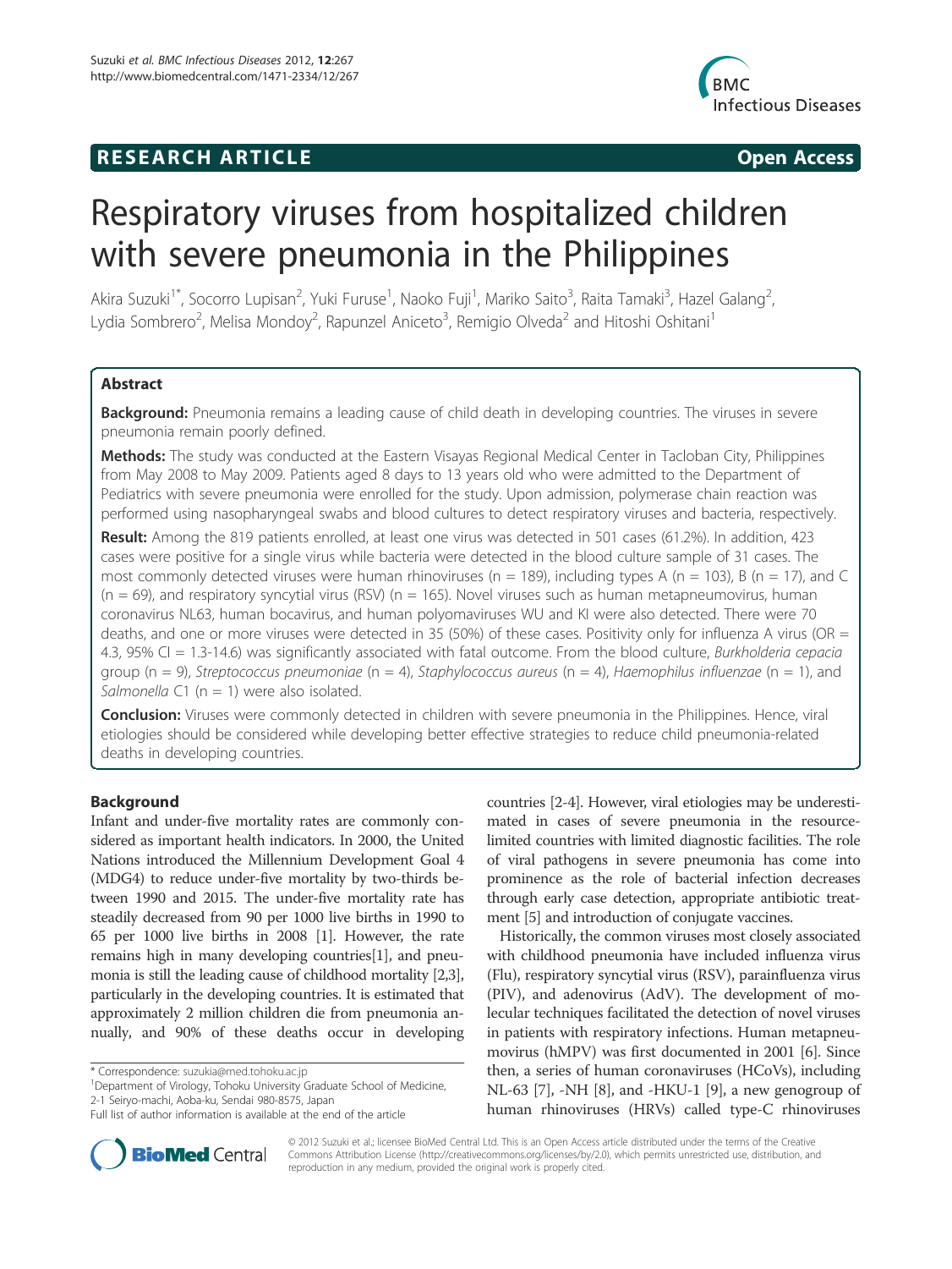**RESEARCH ARTICLE** **Open Access**

# Respiratory viruses from hospitalized children with severe pneumonia in the Philippines

Akira Suzuki[1*], Socorro Lupisan[2], Yuki Furuse[1], Naoko Fuji[1], Mariko Saito[3], Raita Tamaki[3], Hazel Galang[2], Lydia Sombrero[2], Melisa Mondoy[2], Rapunzel Aniceto[3], Remigio Olveda[2] and Hitoshi Oshitani[1]

## Abstract

**Background:** Pneumonia remains a leading cause of child death in developing countries. The viruses in severe pneumonia remain poorly defined.

**Methods:** The study was conducted at the Eastern Visayas Regional Medical Center in Tacloban City, Philippines from May 2008 to May 2009. Patients aged 8 days to 13 years old who were admitted to the Department of Pediatrics with severe pneumonia were enrolled for the study. Upon admission, polymerase chain reaction was performed using nasopharyngeal swabs and blood cultures to detect respiratory viruses and bacteria, respectively.

**Result:** Among the 819 patients enrolled, at least one virus was detected in 501 cases (61.2%). In addition, 423 cases were positive for a single virus while bacteria were detected in the blood culture sample of 31 cases. The most commonly detected viruses were human rhinoviruses (n = 189), including types A (n = 103), B (n = 17), and C (n = 69), and respiratory syncytial virus (RSV) (n = 165). Novel viruses such as human metapneumovirus, human coronavirus NL63, human bocavirus, and human polyomaviruses WU and KI were also detected. There were 70 deaths, and one or more viruses were detected in 35 (50%) of these cases. Positivity only for influenza A virus (OR = 4.3, 95% CI = 1.3-14.6) was significantly associated with fatal outcome. From the blood culture, *Burkholderia cepacia* group (n = 9), *Streptococcus pneumoniae* (n = 4), *Staphylococcus aureus* (n = 4), *Haemophilus influenzae* (n = 1), and *Salmonella* C1 (n = 1) were also isolated.

**Conclusion:** Viruses were commonly detected in children with severe pneumonia in the Philippines. Hence, viral etiologies should be considered while developing better effective strategies to reduce child pneumonia-related deaths in developing countries.

## Background

Infant and under-five mortality rates are commonly considered as important health indicators. In 2000, the United Nations introduced the Millennium Development Goal 4 (MDG4) to reduce under-five mortality by two-thirds between 1990 and 2015. The under-five mortality rate has steadily decreased from 90 per 1000 live births in 1990 to 65 per 1000 live births in 2008 [1]. However, the rate remains high in many developing countries[1], and pneumonia is still the leading cause of childhood mortality [2,3], particularly in the developing countries. It is estimated that approximately 2 million children die from pneumonia annually, and 90% of these deaths occur in developing countries [2-4]. However, viral etiologies may be underestimated in cases of severe pneumonia in the resource-limited countries with limited diagnostic facilities. The role of viral pathogens in severe pneumonia has come into prominence as the role of bacterial infection decreases through early case detection, appropriate antibiotic treatment [5] and introduction of conjugate vaccines.

Historically, the common viruses most closely associated with childhood pneumonia have included influenza virus (Flu), respiratory syncytial virus (RSV), parainfluenza virus (PIV), and adenovirus (AdV). The development of molecular techniques facilitated the detection of novel viruses in patients with respiratory infections. Human metapneumovirus (hMPV) was first documented in 2001 [6]. Since then, a series of human coronaviruses (HCoVs), including NL-63 [7], -NH [8], and -HKU-1 [9], a new genogroup of human rhinoviruses (HRVs) called type-C rhinoviruses

\* Correspondence: suzukia@med.tohoku.ac.jp
[1]Department of Virology, Tohoku University Graduate School of Medicine, 2-1 Seiryo-machi, Aoba-ku, Sendai 980-8575, Japan
Full list of author information is available at the end of the article

© 2012 Suzuki et al.; licensee BioMed Central Ltd. This is an Open Access article distributed under the terms of the Creative Commons Attribution License (http://creativecommons.org/licenses/by/2.0), which permits unrestricted use, distribution, and reproduction in any medium, provided the original work is properly cited.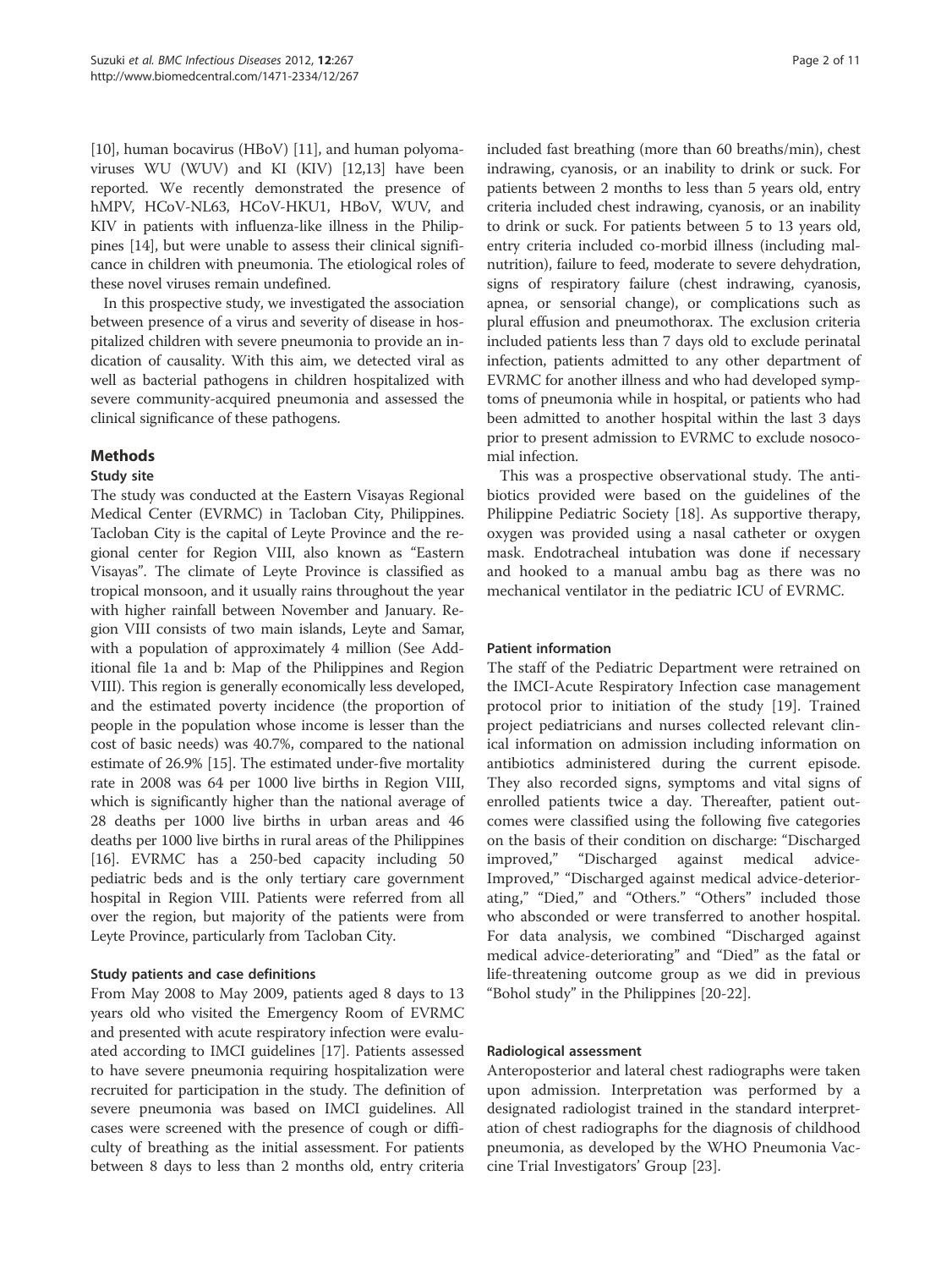[10], human bocavirus (HBoV) [11], and human polyomaviruses WU (WUV) and KI (KIV) [12,13] have been reported. We recently demonstrated the presence of hMPV, HCoV-NL63, HCoV-HKU1, HBoV, WUV, and KIV in patients with influenza-like illness in the Philippines [14], but were unable to assess their clinical significance in children with pneumonia. The etiological roles of these novel viruses remain undefined.

In this prospective study, we investigated the association between presence of a virus and severity of disease in hospitalized children with severe pneumonia to provide an indication of causality. With this aim, we detected viral as well as bacterial pathogens in children hospitalized with severe community-acquired pneumonia and assessed the clinical significance of these pathogens.

## Methods

### Study site

The study was conducted at the Eastern Visayas Regional Medical Center (EVRMC) in Tacloban City, Philippines. Tacloban City is the capital of Leyte Province and the regional center for Region VIII, also known as "Eastern Visayas". The climate of Leyte Province is classified as tropical monsoon, and it usually rains throughout the year with higher rainfall between November and January. Region VIII consists of two main islands, Leyte and Samar, with a population of approximately 4 million (See Additional file 1a and b: Map of the Philippines and Region VIII). This region is generally economically less developed, and the estimated poverty incidence (the proportion of people in the population whose income is lesser than the cost of basic needs) was 40.7%, compared to the national estimate of 26.9% [15]. The estimated under-five mortality rate in 2008 was 64 per 1000 live births in Region VIII, which is significantly higher than the national average of 28 deaths per 1000 live births in urban areas and 46 deaths per 1000 live births in rural areas of the Philippines [16]. EVRMC has a 250-bed capacity including 50 pediatric beds and is the only tertiary care government hospital in Region VIII. Patients were referred from all over the region, but majority of the patients were from Leyte Province, particularly from Tacloban City.

### Study patients and case definitions

From May 2008 to May 2009, patients aged 8 days to 13 years old who visited the Emergency Room of EVRMC and presented with acute respiratory infection were evaluated according to IMCI guidelines [17]. Patients assessed to have severe pneumonia requiring hospitalization were recruited for participation in the study. The definition of severe pneumonia was based on IMCI guidelines. All cases were screened with the presence of cough or difficulty of breathing as the initial assessment. For patients between 8 days to less than 2 months old, entry criteria included fast breathing (more than 60 breaths/min), chest indrawing, cyanosis, or an inability to drink or suck. For patients between 2 months to less than 5 years old, entry criteria included chest indrawing, cyanosis, or an inability to drink or suck. For patients between 5 to 13 years old, entry criteria included co-morbid illness (including malnutrition), failure to feed, moderate to severe dehydration, signs of respiratory failure (chest indrawing, cyanosis, apnea, or sensorial change), or complications such as plural effusion and pneumothorax. The exclusion criteria included patients less than 7 days old to exclude perinatal infection, patients admitted to any other department of EVRMC for another illness and who had developed symptoms of pneumonia while in hospital, or patients who had been admitted to another hospital within the last 3 days prior to present admission to EVRMC to exclude nosocomial infection.

This was a prospective observational study. The antibiotics provided were based on the guidelines of the Philippine Pediatric Society [18]. As supportive therapy, oxygen was provided using a nasal catheter or oxygen mask. Endotracheal intubation was done if necessary and hooked to a manual ambu bag as there was no mechanical ventilator in the pediatric ICU of EVRMC.

### Patient information

The staff of the Pediatric Department were retrained on the IMCI-Acute Respiratory Infection case management protocol prior to initiation of the study [19]. Trained project pediatricians and nurses collected relevant clinical information on admission including information on antibiotics administered during the current episode. They also recorded signs, symptoms and vital signs of enrolled patients twice a day. Thereafter, patient outcomes were classified using the following five categories on the basis of their condition on discharge: "Discharged improved," "Discharged against medical advice-Improved," "Discharged against medical advice-deteriorating," "Died," and "Others." "Others" included those who absconded or were transferred to another hospital. For data analysis, we combined "Discharged against medical advice-deteriorating" and "Died" as the fatal or life-threatening outcome group as we did in previous "Bohol study" in the Philippines [20-22].

### Radiological assessment

Anteroposterior and lateral chest radiographs were taken upon admission. Interpretation was performed by a designated radiologist trained in the standard interpretation of chest radiographs for the diagnosis of childhood pneumonia, as developed by the WHO Pneumonia Vaccine Trial Investigators' Group [23].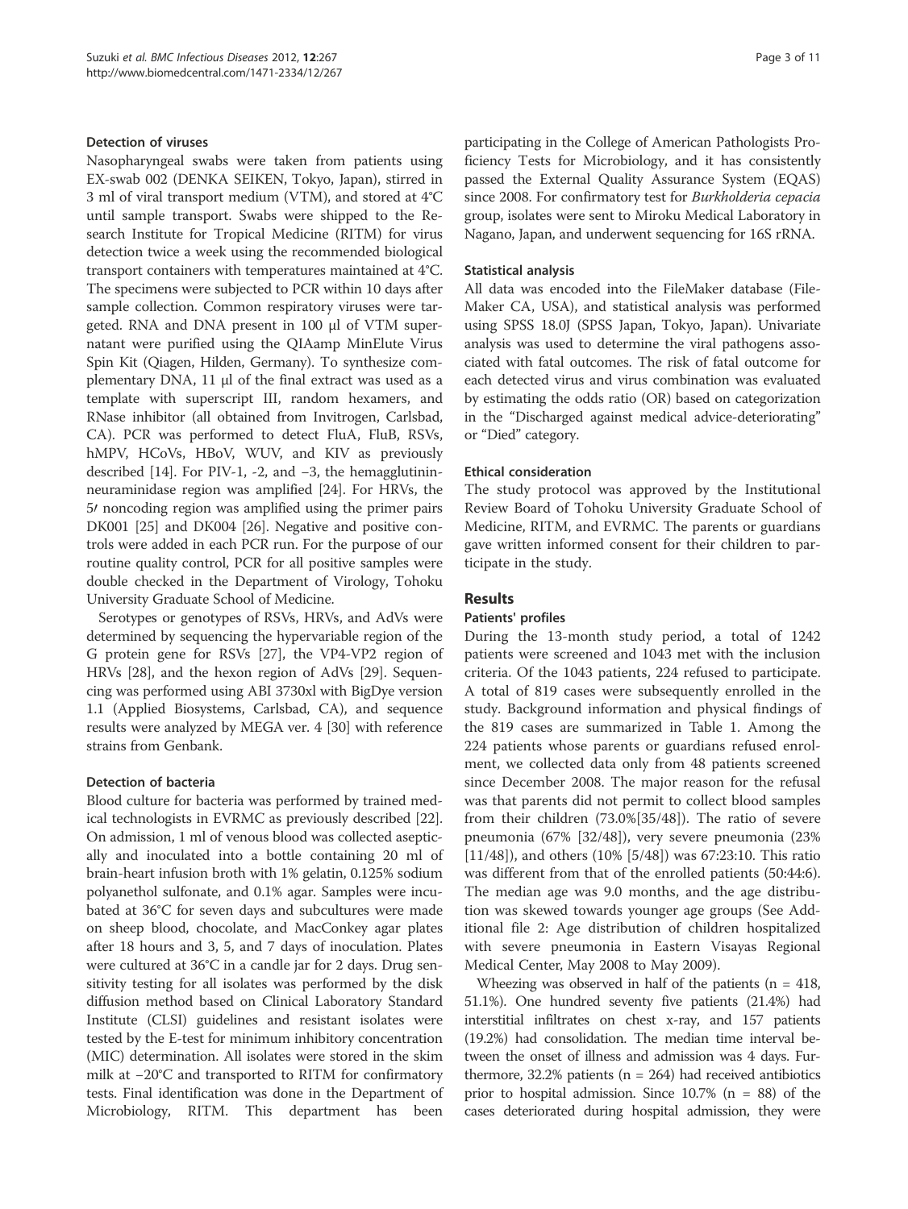#### Detection of viruses

Nasopharyngeal swabs were taken from patients using EX-swab 002 (DENKA SEIKEN, Tokyo, Japan), stirred in 3 ml of viral transport medium (VTM), and stored at 4°C until sample transport. Swabs were shipped to the Research Institute for Tropical Medicine (RITM) for virus detection twice a week using the recommended biological transport containers with temperatures maintained at 4°C. The specimens were subjected to PCR within 10 days after sample collection. Common respiratory viruses were targeted. RNA and DNA present in 100 μl of VTM supernatant were purified using the QIAamp MinElute Virus Spin Kit (Qiagen, Hilden, Germany). To synthesize complementary DNA, 11 μl of the final extract was used as a template with superscript III, random hexamers, and RNase inhibitor (all obtained from Invitrogen, Carlsbad, CA). PCR was performed to detect FluA, FluB, RSVs, hMPV, HCoVs, HBoV, WUV, and KIV as previously described [14]. For PIV-1, -2, and −3, the hemagglutinin-neuraminidase region was amplified [24]. For HRVs, the 5′ noncoding region was amplified using the primer pairs DK001 [25] and DK004 [26]. Negative and positive controls were added in each PCR run. For the purpose of our routine quality control, PCR for all positive samples were double checked in the Department of Virology, Tohoku University Graduate School of Medicine.

Serotypes or genotypes of RSVs, HRVs, and AdVs were determined by sequencing the hypervariable region of the G protein gene for RSVs [27], the VP4-VP2 region of HRVs [28], and the hexon region of AdVs [29]. Sequencing was performed using ABI 3730xl with BigDye version 1.1 (Applied Biosystems, Carlsbad, CA), and sequence results were analyzed by MEGA ver. 4 [30] with reference strains from Genbank.

#### Detection of bacteria

Blood culture for bacteria was performed by trained medical technologists in EVRMC as previously described [22]. On admission, 1 ml of venous blood was collected aseptically and inoculated into a bottle containing 20 ml of brain-heart infusion broth with 1% gelatin, 0.125% sodium polyanethol sulfonate, and 0.1% agar. Samples were incubated at 36°C for seven days and subcultures were made on sheep blood, chocolate, and MacConkey agar plates after 18 hours and 3, 5, and 7 days of inoculation. Plates were cultured at 36°C in a candle jar for 2 days. Drug sensitivity testing for all isolates was performed by the disk diffusion method based on Clinical Laboratory Standard Institute (CLSI) guidelines and resistant isolates were tested by the E-test for minimum inhibitory concentration (MIC) determination. All isolates were stored in the skim milk at −20°C and transported to RITM for confirmatory tests. Final identification was done in the Department of Microbiology, RITM. This department has been participating in the College of American Pathologists Proficiency Tests for Microbiology, and it has consistently passed the External Quality Assurance System (EQAS) since 2008. For confirmatory test for *Burkholderia cepacia* group, isolates were sent to Miroku Medical Laboratory in Nagano, Japan, and underwent sequencing for 16S rRNA.

#### Statistical analysis

All data was encoded into the FileMaker database (FileMaker CA, USA), and statistical analysis was performed using SPSS 18.0J (SPSS Japan, Tokyo, Japan). Univariate analysis was used to determine the viral pathogens associated with fatal outcomes. The risk of fatal outcome for each detected virus and virus combination was evaluated by estimating the odds ratio (OR) based on categorization in the "Discharged against medical advice-deteriorating" or "Died" category.

#### Ethical consideration

The study protocol was approved by the Institutional Review Board of Tohoku University Graduate School of Medicine, RITM, and EVRMC. The parents or guardians gave written informed consent for their children to participate in the study.

## Results

#### Patients' profiles

During the 13-month study period, a total of 1242 patients were screened and 1043 met with the inclusion criteria. Of the 1043 patients, 224 refused to participate. A total of 819 cases were subsequently enrolled in the study. Background information and physical findings of the 819 cases are summarized in Table 1. Among the 224 patients whose parents or guardians refused enrolment, we collected data only from 48 patients screened since December 2008. The major reason for the refusal was that parents did not permit to collect blood samples from their children (73.0%[35/48]). The ratio of severe pneumonia (67% [32/48]), very severe pneumonia (23% [11/48]), and others (10% [5/48]) was 67:23:10. This ratio was different from that of the enrolled patients (50:44:6). The median age was 9.0 months, and the age distribution was skewed towards younger age groups (See Additional file 2: Age distribution of children hospitalized with severe pneumonia in Eastern Visayas Regional Medical Center, May 2008 to May 2009).

Wheezing was observed in half of the patients (n = 418, 51.1%). One hundred seventy five patients (21.4%) had interstitial infiltrates on chest x-ray, and 157 patients (19.2%) had consolidation. The median time interval between the onset of illness and admission was 4 days. Furthermore, 32.2% patients (n = 264) had received antibiotics prior to hospital admission. Since 10.7% (n = 88) of the cases deteriorated during hospital admission, they were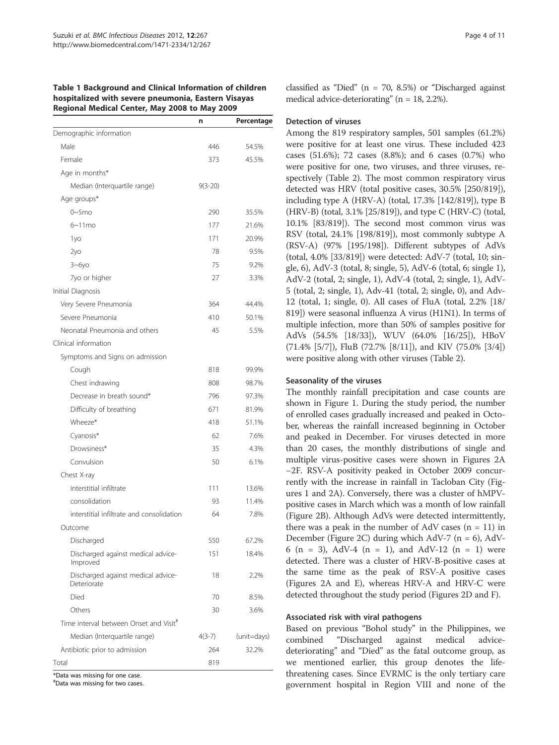**Table 1 Background and Clinical Information of children hospitalized with severe pneumonia, Eastern Visayas Regional Medical Center, May 2008 to May 2009**

| | n | Percentage |
|---|---|---|
| Demographic information | | |
| Male | 446 | 54.5% |
| Female | 373 | 45.5% |
| Age in months* | | |
| Median (Interquartile range) | 9(3-20) | |
| Age groups* | | |
| 0~5mo | 290 | 35.5% |
| 6~11mo | 177 | 21.6% |
| 1yo | 171 | 20.9% |
| 2yo | 78 | 9.5% |
| 3~6yo | 75 | 9.2% |
| 7yo or higher | 27 | 3.3% |
| Initial Diagnosis | | |
| Very Severe Pneumonia | 364 | 44.4% |
| Severe Pneumonia | 410 | 50.1% |
| Neonatal Pneumonia and others | 45 | 5.5% |
| Clinical information | | |
| Symptoms and Signs on admission | | |
| Cough | 818 | 99.9% |
| Chest indrawing | 808 | 98.7% |
| Decrease in breath sound* | 796 | 97.3% |
| Difficulty of breathing | 671 | 81.9% |
| Wheeze* | 418 | 51.1% |
| Cyanosis* | 62 | 7.6% |
| Drowsiness* | 35 | 4.3% |
| Convulsion | 50 | 6.1% |
| Chest X-ray | | |
| interstitial infiltrate | 111 | 13.6% |
| consolidation | 93 | 11.4% |
| interstitial infiltrate and consolidation | 64 | 7.8% |
| Outcome | | |
| Discharged | 550 | 67.2% |
| Discharged against medical advice-Improved | 151 | 18.4% |
| Discharged against medical advice-Deteriorate | 18 | 2.2% |
| Died | 70 | 8.5% |
| Others | 30 | 3.6% |
| Time interval between Onset and Visit# | | |
| Median (Interquartile range) | 4(3-7) | (unit=days) |
| Antibiotic prior to admission | 264 | 32.2% |
| Total | 819 | |

*Data was missing for one case.
#Data was missing for two cases.

classified as "Died" (n = 70, 8.5%) or "Discharged against medical advice-deteriorating" (n = 18, 2.2%).

### Detection of viruses

Among the 819 respiratory samples, 501 samples (61.2%) were positive for at least one virus. These included 423 cases (51.6%); 72 cases (8.8%); and 6 cases (0.7%) who were positive for one, two viruses, and three viruses, respectively (Table 2). The most common respiratory virus detected was HRV (total positive cases, 30.5% [250/819]), including type A (HRV-A) (total, 17.3% [142/819]), type B (HRV-B) (total, 3.1% [25/819]), and type C (HRV-C) (total, 10.1% [83/819]). The second most common virus was RSV (total, 24.1% [198/819]), most commonly subtype A (RSV-A) (97% [195/198]). Different subtypes of AdVs (total, 4.0% [33/819]) were detected: AdV-7 (total, 10; single, 6), AdV-3 (total, 8; single, 5), AdV-6 (total, 6; single 1), AdV-2 (total, 2; single, 1), AdV-4 (total, 2; single, 1), AdV-5 (total, 2; single, 1), Adv-41 (total, 2; single, 0), and Adv-12 (total, 1; single, 0). All cases of FluA (total, 2.2% [18/819]) were seasonal influenza A virus (H1N1). In terms of multiple infection, more than 50% of samples positive for AdVs (54.5% [18/33]), WUV (64.0% [16/25]), HBoV (71.4% [5/7]), FluB (72.7% [8/11]), and KIV (75.0% [3/4]) were positive along with other viruses (Table 2).

### Seasonality of the viruses

The monthly rainfall precipitation and case counts are shown in Figure 1. During the study period, the number of enrolled cases gradually increased and peaked in October, whereas the rainfall increased beginning in October and peaked in December. For viruses detected in more than 20 cases, the monthly distributions of single and multiple virus-positive cases were shown in Figures 2A −2F. RSV-A positivity peaked in October 2009 concurrently with the increase in rainfall in Tacloban City (Figures 1 and 2A). Conversely, there was a cluster of hMPV-positive cases in March which was a month of low rainfall (Figure 2B). Although AdVs were detected intermittently, there was a peak in the number of AdV cases (n = 11) in December (Figure 2C) during which AdV-7 (n = 6), AdV-6 (n = 3), AdV-4 (n = 1), and AdV-12 (n = 1) were detected. There was a cluster of HRV-B-positive cases at the same time as the peak of RSV-A positive cases (Figures 2A and E), whereas HRV-A and HRV-C were detected throughout the study period (Figures 2D and F).

### Associated risk with viral pathogens

Based on previous "Bohol study" in the Philippines, we combined "Discharged against medical advice-deteriorating" and "Died" as the fatal outcome group, as we mentioned earlier, this group denotes the life-threatening cases. Since EVRMC is the only tertiary care government hospital in Region VIII and none of the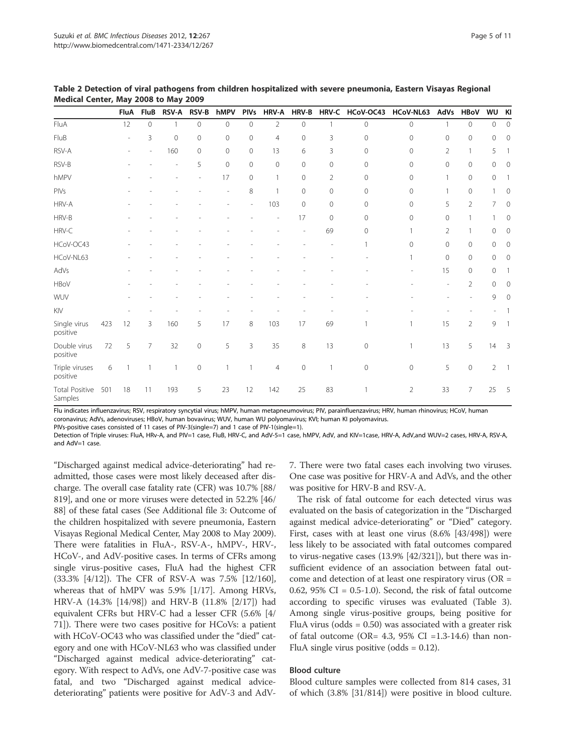**Table 2 Detection of viral pathogens from children hospitalized with severe pneumonia, Eastern Visayas Regional Medical Center, May 2008 to May 2009**

| | | FluA | FluB | RSV-A | RSV-B | hMPV | PIVs | HRV-A | HRV-B | HRV-C | HCoV-OC43 | HCoV-NL63 | AdVs | HBoV | WU | KI |
|---|---|---|---|---|---|---|---|---|---|---|---|---|---|---|---|---|
| FluA | | 12 | 0 | 1 | 0 | 0 | 0 | 2 | 0 | 1 | 0 | 0 | 1 | 0 | 0 | 0 |
| FluB | | - | 3 | 0 | 0 | 0 | 0 | 4 | 0 | 3 | 0 | 0 | 0 | 0 | 0 | 0 |
| RSV-A | | - | - | 160 | 0 | 0 | 0 | 13 | 6 | 3 | 0 | 0 | 2 | 1 | 5 | 1 |
| RSV-B | | - | - | - | 5 | 0 | 0 | 0 | 0 | 0 | 0 | 0 | 0 | 0 | 0 | 0 |
| hMPV | | - | - | - | - | 17 | 0 | 1 | 0 | 2 | 0 | 0 | 1 | 0 | 0 | 1 |
| PIVs | | - | - | - | - | - | 8 | 1 | 0 | 0 | 0 | 0 | 1 | 0 | 1 | 0 |
| HRV-A | | - | - | - | - | - | - | 103 | 0 | 0 | 0 | 0 | 5 | 2 | 7 | 0 |
| HRV-B | | - | - | - | - | - | - | - | 17 | 0 | 0 | 0 | 0 | 1 | 1 | 0 |
| HRV-C | | - | - | - | - | - | - | - | - | 69 | 0 | 1 | 2 | 1 | 0 | 0 |
| HCoV-OC43 | | - | - | - | - | - | - | - | - | - | 1 | 0 | 0 | 0 | 0 | 0 |
| HCoV-NL63 | | - | - | - | - | - | - | - | - | - | - | 1 | 0 | 0 | 0 | 0 |
| AdVs | | - | - | - | - | - | - | - | - | - | - | - | 15 | 0 | 0 | 1 |
| HBoV | | - | - | - | - | - | - | - | - | - | - | - | - | 2 | 0 | 0 |
| WUV | | - | - | - | - | - | - | - | - | - | - | - | - | - | 9 | 0 |
| KIV | | - | - | - | - | - | - | - | - | - | - | - | - | - | - | 1 |
| Single virus positive | 423 | 12 | 3 | 160 | 5 | 17 | 8 | 103 | 17 | 69 | 1 | 1 | 15 | 2 | 9 | 1 |
| Double virus positive | 72 | 5 | 7 | 32 | 0 | 5 | 3 | 35 | 8 | 13 | 0 | 1 | 13 | 5 | 14 | 3 |
| Triple viruses positive | 6 | 1 | 1 | 1 | 0 | 1 | 1 | 4 | 0 | 1 | 0 | 0 | 5 | 0 | 2 | 1 |
| Total Positive Samples | 501 | 18 | 11 | 193 | 5 | 23 | 12 | 142 | 25 | 83 | 1 | 2 | 33 | 7 | 25 | 5 |

Flu indicates influenzavirus; RSV, respiratory syncytial virus; hMPV, human metapneumovirus; PIV, parainfluenzavirus; HRV, human rhinovirus; HCoV, human coronavirus; AdVs, adenoviruses; HBoV, human bovavirus; WUV, human WU polyomavirus; KVI; human KI polyomavirus.
PIVs-positive cases consisted of 11 cases of PIV-3(single=7) and 1 case of PIV-1(single=1).
Detection of Triple viruses: FluA, HRv-A, and PIV=1 case, FluB, HRV-C, and AdV-5=1 case, hMPV, AdV, and KIV=1case, HRV-A, AdV,and WUV=2 cases, HRV-A, RSV-A, and AdV=1 case.

"Discharged against medical advice-deteriorating" had readmitted, those cases were most likely deceased after discharge. The overall case fatality rate (CFR) was 10.7% [88/819], and one or more viruses were detected in 52.2% [46/88] of these fatal cases (See Additional file 3: Outcome of the children hospitalized with severe pneumonia, Eastern Visayas Regional Medical Center, May 2008 to May 2009). There were fatalities in FluA-, RSV-A-, hMPV-, HRV-, HCoV-, and AdV-positive cases. In terms of CFRs among single virus-positive cases, FluA had the highest CFR (33.3% [4/12]). The CFR of RSV-A was 7.5% [12/160], whereas that of hMPV was 5.9% [1/17]. Among HRVs, HRV-A (14.3% [14/98]) and HRV-B (11.8% [2/17]) had equivalent CFRs but HRV-C had a lesser CFR (5.6% [4/71]). There were two cases positive for HCoVs: a patient with HCoV-OC43 who was classified under the "died" category and one with HCoV-NL63 who was classified under "Discharged against medical advice-deteriorating" category. With respect to AdVs, one AdV-7-positive case was fatal, and two "Discharged against medical advice-deteriorating" patients were positive for AdV-3 and AdV-7. There were two fatal cases each involving two viruses. One case was positive for HRV-A and AdVs, and the other was positive for HRV-B and RSV-A.

The risk of fatal outcome for each detected virus was evaluated on the basis of categorization in the "Discharged against medical advice-deteriorating" or "Died" category. First, cases with at least one virus (8.6% [43/498]) were less likely to be associated with fatal outcomes compared to virus-negative cases (13.9% [42/321]), but there was insufficient evidence of an association between fatal outcome and detection of at least one respiratory virus (OR = 0.62, 95% CI = 0.5-1.0). Second, the risk of fatal outcome according to specific viruses was evaluated (Table 3). Among single virus-positive groups, being positive for FluA virus (odds = 0.50) was associated with a greater risk of fatal outcome (OR= 4.3, 95% CI =1.3-14.6) than non-FluA single virus positive (odds = 0.12).

### Blood culture

Blood culture samples were collected from 814 cases, 31 of which (3.8% [31/814]) were positive in blood culture.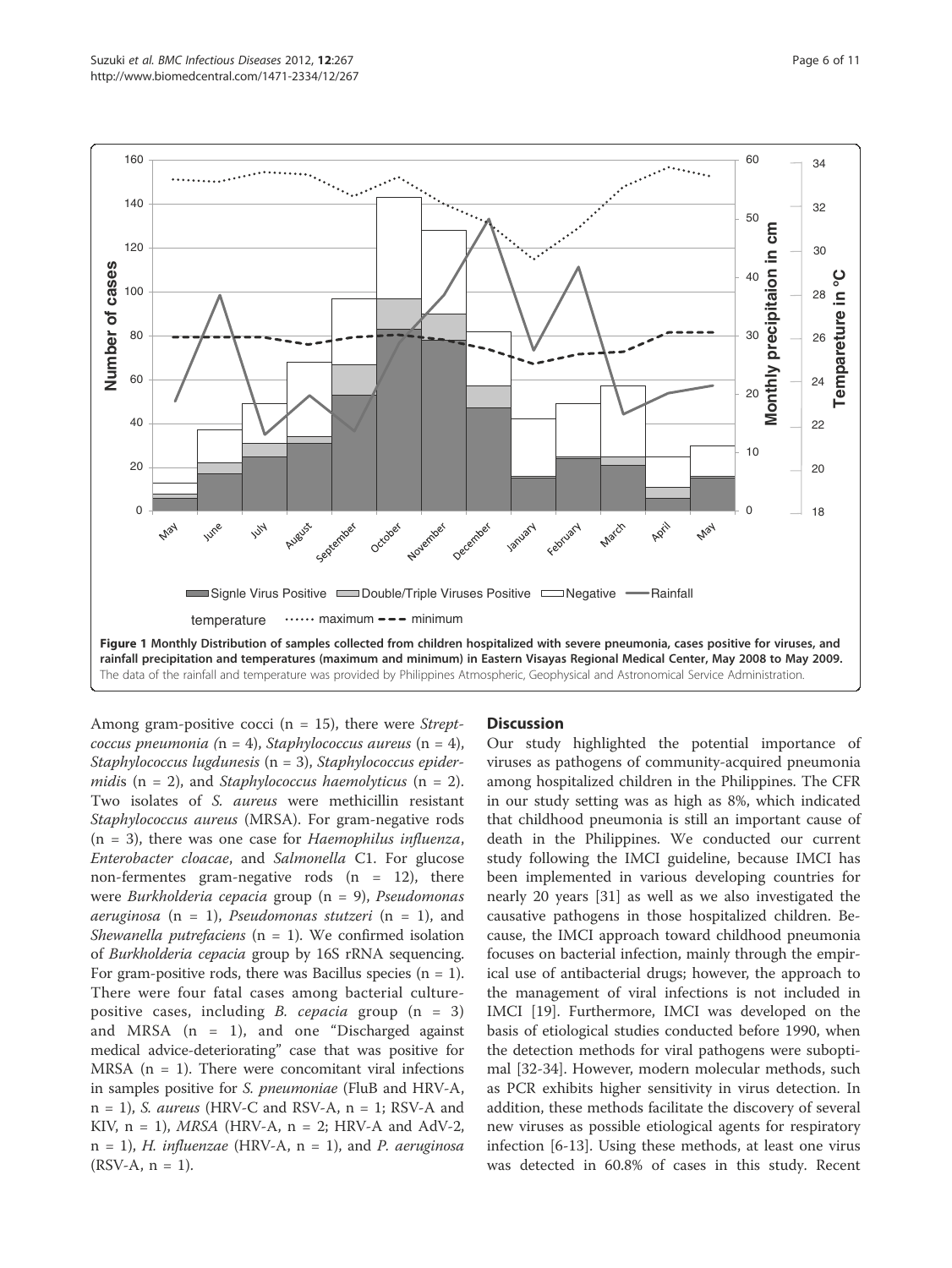Figure 1 Monthly Distribution of samples collected from children hospitalized with severe pneumonia, cases positive for viruses, and rainfall precipitation and temperatures (maximum and minimum) in Eastern Visayas Regional Medical Center, May 2008 to May 2009. The data of the rainfall and temperature was provided by Philippines Atmospheric, Geophysical and Astronomical Service Administration.

Among gram-positive cocci (n = 15), there were *Streptcoccus pneumonia (*n = 4), *Staphylococcus aureus* (n = 4), *Staphylococcus lugdunesis* (n = 3), *Staphylococcus epidermidi*s (n = 2), and *Staphylococcus haemolyticus* (n = 2). Two isolates of *S. aureus* were methicillin resistant *Staphylococcus aureus* (MRSA). For gram-negative rods (n = 3), there was one case for *Haemophilus influenza*, *Enterobacter cloacae*, and *Salmonella* C1. For glucose non-fermentes gram-negative rods (n = 12), there were *Burkholderia cepacia* group (n = 9), *Pseudomonas aeruginosa* (n = 1), *Pseudomonas stutzeri* (n = 1), and *Shewanella putrefaciens* (n = 1). We confirmed isolation of *Burkholderia cepacia* group by 16S rRNA sequencing. For gram-positive rods, there was Bacillus species (n = 1). There were four fatal cases among bacterial culture-positive cases, including *B. cepacia* group (n = 3) and MRSA (n = 1), and one "Discharged against medical advice-deteriorating" case that was positive for MRSA (n = 1). There were concomitant viral infections in samples positive for *S. pneumoniae* (FluB and HRV-A, n = 1), *S. aureus* (HRV-C and RSV-A, n = 1; RSV-A and KIV, n = 1), *MRSA* (HRV-A, n = 2; HRV-A and AdV-2, n = 1), *H. influenzae* (HRV-A, n = 1), and *P. aeruginosa* (RSV-A, n = 1).

## Discussion

Our study highlighted the potential importance of viruses as pathogens of community-acquired pneumonia among hospitalized children in the Philippines. The CFR in our study setting was as high as 8%, which indicated that childhood pneumonia is still an important cause of death in the Philippines. We conducted our current study following the IMCI guideline, because IMCI has been implemented in various developing countries for nearly 20 years [31] as well as we also investigated the causative pathogens in those hospitalized children. Because, the IMCI approach toward childhood pneumonia focuses on bacterial infection, mainly through the empirical use of antibacterial drugs; however, the approach to the management of viral infections is not included in IMCI [19]. Furthermore, IMCI was developed on the basis of etiological studies conducted before 1990, when the detection methods for viral pathogens were suboptimal [32-34]. However, modern molecular methods, such as PCR exhibits higher sensitivity in virus detection. In addition, these methods facilitate the discovery of several new viruses as possible etiological agents for respiratory infection [6-13]. Using these methods, at least one virus was detected in 60.8% of cases in this study. Recent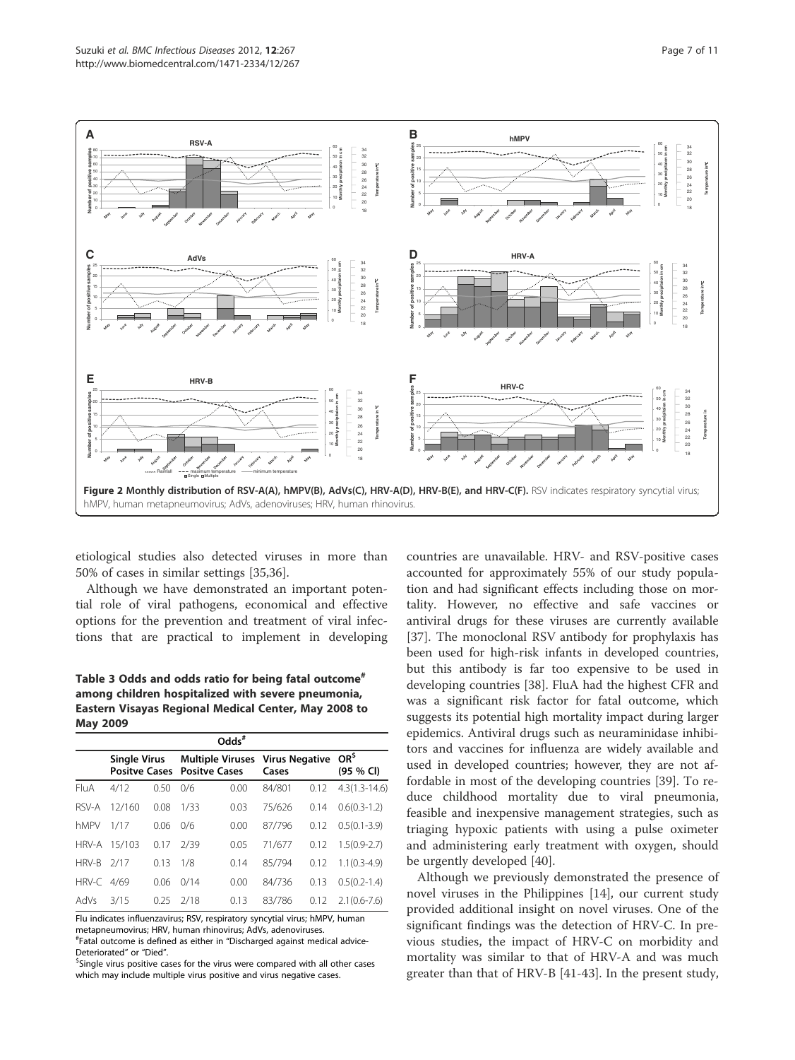**Figure 2 Monthly distribution of RSV-A(A), hMPV(B), AdVs(C), HRV-A(D), HRV-B(E), and HRV-C(F).** RSV indicates respiratory syncytial virus; hMPV, human metapneumovirus; AdVs, adenoviruses; HRV, human rhinovirus.

etiological studies also detected viruses in more than 50% of cases in similar settings [35,36].

Although we have demonstrated an important potential role of viral pathogens, economical and effective options for the prevention and treatment of viral infections that are practical to implement in developing countries are unavailable. HRV- and RSV-positive cases accounted for approximately 55% of our study population and had significant effects including those on mortality. However, no effective and safe vaccines or antiviral drugs for these viruses are currently available [37]. The monoclonal RSV antibody for prophylaxis has been used for high-risk infants in developed countries, but this antibody is far too expensive to be used in developing countries [38]. FluA had the highest CFR and was a significant risk factor for fatal outcome, which suggests its potential high mortality impact during larger epidemics. Antiviral drugs such as neuraminidase inhibitors and vaccines for influenza are widely available and used in developed countries; however, they are not affordable in most of the developing countries [39]. To reduce childhood mortality due to viral pneumonia, feasible and inexpensive management strategies, such as triaging hypoxic patients with using a pulse oximeter and administering early treatment with oxygen, should be urgently developed [40].

**Table 3 Odds and odds ratio for being fatal outcome[#] among children hospitalized with severe pneumonia, Eastern Visayas Regional Medical Center, May 2008 to May 2009**

| | Odds[#] | | | | | | |
|---|---|---|---|---|---|---|---|
| | Single Virus Positve Cases | | Multiple Viruses Positve Cases | | Virus Negative Cases | | OR[$] (95 % CI) |
| FluA | 4/12 | 0.50 | 0/6 | 0.00 | 84/801 | 0.12 | 4.3(1.3-14.6) |
| RSV-A | 12/160 | 0.08 | 1/33 | 0.03 | 75/626 | 0.14 | 0.6(0.3-1.2) |
| hMPV | 1/17 | 0.06 | 0/6 | 0.00 | 87/796 | 0.12 | 0.5(0.1-3.9) |
| HRV-A | 15/103 | 0.17 | 2/39 | 0.05 | 71/677 | 0.12 | 1.5(0.9-2.7) |
| HRV-B | 2/17 | 0.13 | 1/8 | 0.14 | 85/794 | 0.12 | 1.1(0.3-4.9) |
| HRV-C | 4/69 | 0.06 | 0/14 | 0.00 | 84/736 | 0.13 | 0.5(0.2-1.4) |
| AdVs | 3/15 | 0.25 | 2/18 | 0.13 | 83/786 | 0.12 | 2.1(0.6-7.6) |

Flu indicates influenzavirus; RSV, respiratory syncytial virus; hMPV, human metapneumovirus; HRV, human rhinovirus; AdVs, adenoviruses.
[#]Fatal outcome is defined as either in "Discharged against medical advice-Deteriorated" or "Died".
[$]Single virus positive cases for the virus were compared with all other cases which may include multiple virus positive and virus negative cases.

Although we previously demonstrated the presence of novel viruses in the Philippines [14], our current study provided additional insight on novel viruses. One of the significant findings was the detection of HRV-C. In previous studies, the impact of HRV-C on morbidity and mortality was similar to that of HRV-A and was much greater than that of HRV-B [41-43]. In the present study,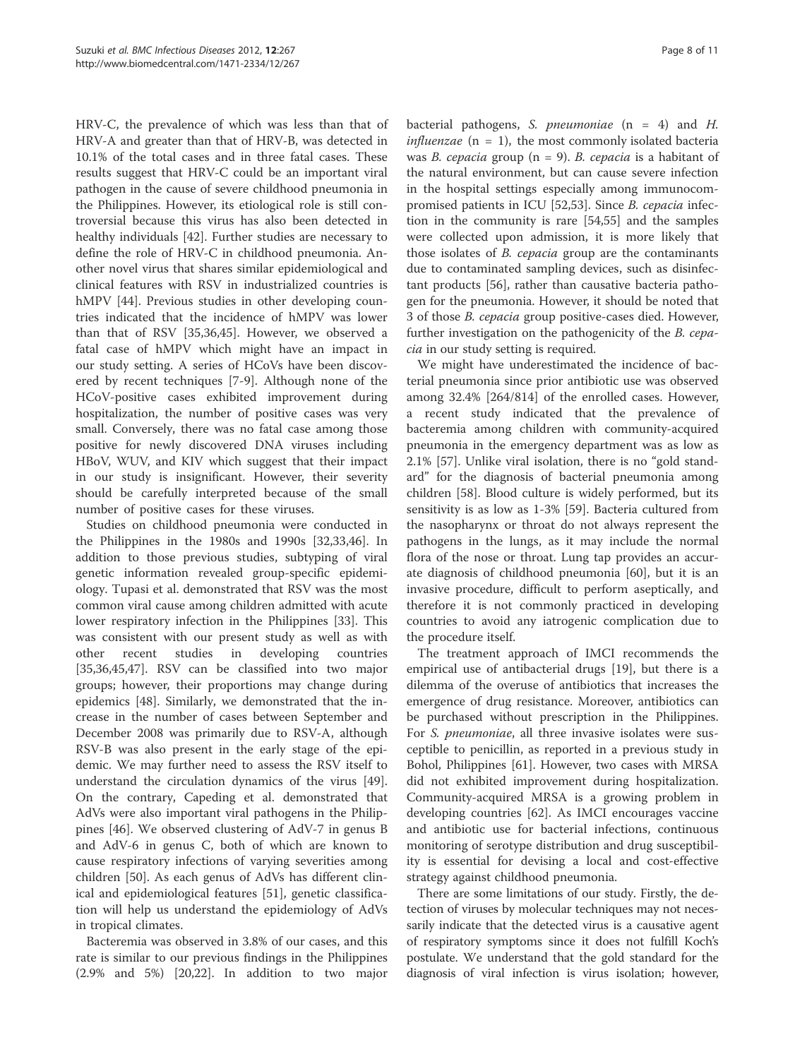HRV-C, the prevalence of which was less than that of HRV-A and greater than that of HRV-B, was detected in 10.1% of the total cases and in three fatal cases. These results suggest that HRV-C could be an important viral pathogen in the cause of severe childhood pneumonia in the Philippines. However, its etiological role is still controversial because this virus has also been detected in healthy individuals [42]. Further studies are necessary to define the role of HRV-C in childhood pneumonia. Another novel virus that shares similar epidemiological and clinical features with RSV in industrialized countries is hMPV [44]. Previous studies in other developing countries indicated that the incidence of hMPV was lower than that of RSV [35,36,45]. However, we observed a fatal case of hMPV which might have an impact in our study setting. A series of HCoVs have been discovered by recent techniques [7-9]. Although none of the HCoV-positive cases exhibited improvement during hospitalization, the number of positive cases was very small. Conversely, there was no fatal case among those positive for newly discovered DNA viruses including HBoV, WUV, and KIV which suggest that their impact in our study is insignificant. However, their severity should be carefully interpreted because of the small number of positive cases for these viruses.

Studies on childhood pneumonia were conducted in the Philippines in the 1980s and 1990s [32,33,46]. In addition to those previous studies, subtyping of viral genetic information revealed group-specific epidemiology. Tupasi et al. demonstrated that RSV was the most common viral cause among children admitted with acute lower respiratory infection in the Philippines [33]. This was consistent with our present study as well as with other recent studies in developing countries [35,36,45,47]. RSV can be classified into two major groups; however, their proportions may change during epidemics [48]. Similarly, we demonstrated that the increase in the number of cases between September and December 2008 was primarily due to RSV-A, although RSV-B was also present in the early stage of the epidemic. We may further need to assess the RSV itself to understand the circulation dynamics of the virus [49]. On the contrary, Capeding et al. demonstrated that AdVs were also important viral pathogens in the Philippines [46]. We observed clustering of AdV-7 in genus B and AdV-6 in genus C, both of which are known to cause respiratory infections of varying severities among children [50]. As each genus of AdVs has different clinical and epidemiological features [51], genetic classification will help us understand the epidemiology of AdVs in tropical climates.

Bacteremia was observed in 3.8% of our cases, and this rate is similar to our previous findings in the Philippines (2.9% and 5%) [20,22]. In addition to two major bacterial pathogens, *S. pneumoniae* (n = 4) and *H. influenzae* (n = 1), the most commonly isolated bacteria was *B. cepacia* group (n = 9). *B. cepacia* is a habitant of the natural environment, but can cause severe infection in the hospital settings especially among immunocompromised patients in ICU [52,53]. Since *B. cepacia* infection in the community is rare [54,55] and the samples were collected upon admission, it is more likely that those isolates of *B. cepacia* group are the contaminants due to contaminated sampling devices, such as disinfectant products [56], rather than causative bacteria pathogen for the pneumonia. However, it should be noted that 3 of those *B. cepacia* group positive-cases died. However, further investigation on the pathogenicity of the *B. cepacia* in our study setting is required.

We might have underestimated the incidence of bacterial pneumonia since prior antibiotic use was observed among 32.4% [264/814] of the enrolled cases. However, a recent study indicated that the prevalence of bacteremia among children with community-acquired pneumonia in the emergency department was as low as 2.1% [57]. Unlike viral isolation, there is no "gold standard" for the diagnosis of bacterial pneumonia among children [58]. Blood culture is widely performed, but its sensitivity is as low as 1-3% [59]. Bacteria cultured from the nasopharynx or throat do not always represent the pathogens in the lungs, as it may include the normal flora of the nose or throat. Lung tap provides an accurate diagnosis of childhood pneumonia [60], but it is an invasive procedure, difficult to perform aseptically, and therefore it is not commonly practiced in developing countries to avoid any iatrogenic complication due to the procedure itself.

The treatment approach of IMCI recommends the empirical use of antibacterial drugs [19], but there is a dilemma of the overuse of antibiotics that increases the emergence of drug resistance. Moreover, antibiotics can be purchased without prescription in the Philippines. For *S. pneumoniae*, all three invasive isolates were susceptible to penicillin, as reported in a previous study in Bohol, Philippines [61]. However, two cases with MRSA did not exhibited improvement during hospitalization. Community-acquired MRSA is a growing problem in developing countries [62]. As IMCI encourages vaccine and antibiotic use for bacterial infections, continuous monitoring of serotype distribution and drug susceptibility is essential for devising a local and cost-effective strategy against childhood pneumonia.

There are some limitations of our study. Firstly, the detection of viruses by molecular techniques may not necessarily indicate that the detected virus is a causative agent of respiratory symptoms since it does not fulfill Koch's postulate. We understand that the gold standard for the diagnosis of viral infection is virus isolation; however,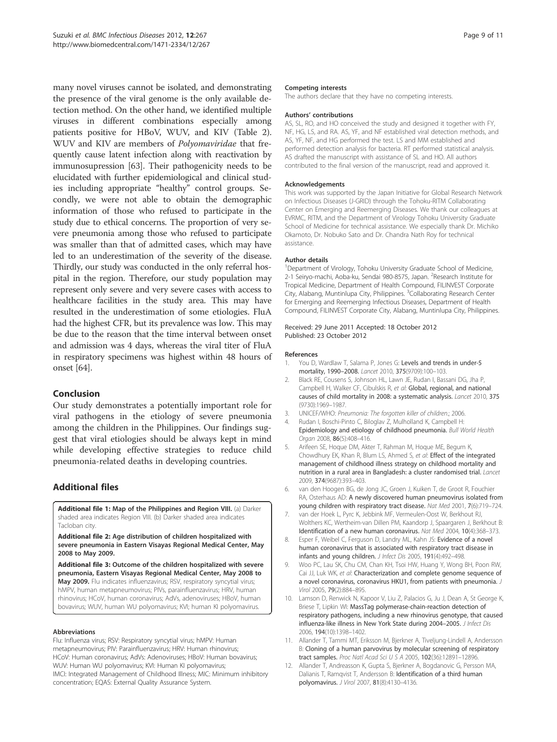many novel viruses cannot be isolated, and demonstrating the presence of the viral genome is the only available detection method. On the other hand, we identified multiple viruses in different combinations especially among patients positive for HBoV, WUV, and KIV (Table 2). WUV and KIV are members of *Polyomaviridae* that frequently cause latent infection along with reactivation by immunosupression [63]. Their pathogenicity needs to be elucidated with further epidemiological and clinical studies including appropriate "healthy" control groups. Secondly, we were not able to obtain the demographic information of those who refused to participate in the study due to ethical concerns. The proportion of very severe pneumonia among those who refused to participate was smaller than that of admitted cases, which may have led to an underestimation of the severity of the disease. Thirdly, our study was conducted in the only referral hospital in the region. Therefore, our study population may represent only severe and very severe cases with access to healthcare facilities in the study area. This may have resulted in the underestimation of some etiologies. FluA had the highest CFR, but its prevalence was low. This may be due to the reason that the time interval between onset and admission was 4 days, whereas the viral titer of FluA in respiratory specimens was highest within 48 hours of onset [64].

## Conclusion

Our study demonstrates a potentially important role for viral pathogens in the etiology of severe pneumonia among the children in the Philippines. Our findings suggest that viral etiologies should be always kept in mind while developing effective strategies to reduce child pneumonia-related deaths in developing countries.

## Additional files

**Additional file 1: Map of the Philippines and Region VIII.** (a) Darker shaded area indicates Region VIII. (b) Darker shaded area indicates Tacloban city.

**Additional file 2: Age distribution of children hospitalized with severe pneumonia in Eastern Visayas Regional Medical Center, May 2008 to May 2009.**

**Additional file 3: Outcome of the children hospitalized with severe pneumonia, Eastern Visayas Regional Medical Center, May 2008 to May 2009.** Flu indicates influenzavirus; RSV, respiratory syncytial virus; hMPV, human metapneumovirus; PIVs, parainfluenzavirus; HRV, human rhinovirus; HCoV, human coronavirus; AdVs, adenoviruses; HBoV, human bovavirus; WUV, human WU polyomavirus; KVI; human KI polyomavirus.

#### Abbreviations

Flu: Influenza virus; RSV: Respiratory syncytial virus; hMPV: Human metapneumovirus; PIV: Parainfluenzavirus; HRV: Human rhinovirus; HCoV: Human coronavirus; AdVs: Adenoviruses; HBoV: Human bovavirus; WUV: Human WU polyomavirus; KVI: Human KI polyomavirus; IMCI: Integrated Management of Childhood Illness; MIC: Minimum inhibitory concentration; EQAS: External Quality Assurance System.

#### Competing interests

The authors declare that they have no competing interests.

#### Authors' contributions

AS, SL, RO, and HO conceived the study and designed it together with FY, NF, HG, LS, and RA. AS, YF, and NF established viral detection methods, and AS, YF, NF, and HG performed the test. LS and MM established and performed detection analysis for bacteria. RT performed statistical analysis. AS drafted the manuscript with assistance of SL and HO. All authors contributed to the final version of the manuscript, read and approved it.

#### Acknowledgements

This work was supported by the Japan Initiative for Global Research Network on Infectious Diseases (J-GRID) through the Tohoku-RITM Collaborating Center on Emerging and Reemerging Diseases. We thank our colleagues at EVRMC, RITM, and the Department of Virology Tohoku University Graduate School of Medicine for technical assistance. We especially thank Dr. Michiko Okamoto, Dr. Nobuko Sato and Dr. Chandra Nath Roy for technical assistance.

#### Author details

[1]Department of Virology, Tohoku University Graduate School of Medicine, 2-1 Seiryo-machi, Aoba-ku, Sendai 980-8575, Japan. [2]Research Institute for Tropical Medicine, Department of Health Compound, FILINVEST Corporate City, Alabang, Muntinlupa City, Philippines. [3]Collaborating Research Center for Emerging and Reemerging Infectious Diseases, Department of Health Compound, FILINVEST Corporate City, Alabang, Muntinlupa City, Philippines.

Received: 29 June 2011 Accepted: 18 October 2012
Published: 23 October 2012

#### References

1. You D, Wardlaw T, Salama P, Jones G: **Levels and trends in under-5 mortality, 1990–2008.** *Lancet* 2010, **375**(9709):100–103.
2. Black RE, Cousens S, Johnson HL, Lawn JE, Rudan I, Bassani DG, Jha P, Campbell H, Walker CF, Cibulskis R, *et al*: **Global, regional, and national causes of child mortality in 2008: a systematic analysis.** *Lancet* 2010, **375** (9730):1969–1987.
3. UNICEF/WHO: *Pneumonia: The forgotten killer of children*.; 2006.
4. Rudan I, Boschi-Pinto C, Biloglav Z, Mulholland K, Campbell H: **Epidemiology and etiology of childhood pneumonia.** *Bull World Health Organ* 2008, **86**(5):408–416.
5. Arifeen SE, Hoque DM, Akter T, Rahman M, Hoque ME, Begum K, Chowdhury EK, Khan R, Blum LS, Ahmed S, *et al*: **Effect of the integrated management of childhood illness strategy on childhood mortality and nutrition in a rural area in Bangladesh: a cluster randomised trial.** *Lancet* 2009, **374**(9687):393–403.
6. van den Hoogen BG, de Jong JC, Groen J, Kuiken T, de Groot R, Fouchier RA, Osterhaus AD: **A newly discovered human pneumovirus isolated from young children with respiratory tract disease.** *Nat Med* 2001, **7**(6):719–724.
7. van der Hoek L, Pyrc K, Jebbink MF, Vermeulen-Oost W, Berkhout RJ, Wolthers KC, Wertheim-van Dillen PM, Kaandorp J, Spaargaren J, Berkhout B: **Identification of a new human coronavirus.** *Nat Med* 2004, **10**(4):368–373.
8. Esper F, Weibel C, Ferguson D, Landry ML, Kahn JS: **Evidence of a novel human coronavirus that is associated with respiratory tract disease in infants and young children.** *J Infect Dis* 2005, **191**(4):492–498.
9. Woo PC, Lau SK, Chu CM, Chan KH, Tsoi HW, Huang Y, Wong BH, Poon RW, Cai JJ, Luk WK, *et al*: **Characterization and complete genome sequence of a novel coronavirus, coronavirus HKU1, from patients with pneumonia.** *J Virol* 2005, **79**(2):884–895.
10. Lamson D, Renwick N, Kapoor V, Liu Z, Palacios G, Ju J, Dean A, St George K, Briese T, Lipkin WI: **MassTag polymerase-chain-reaction detection of respiratory pathogens, including a new rhinovirus genotype, that caused influenza-like illness in New York State during 2004–2005.** *J Infect Dis* 2006, **194**(10):1398–1402.
11. Allander T, Tammi MT, Eriksson M, Bjerkner A, Tiveljung-Lindell A, Andersson B: **Cloning of a human parvovirus by molecular screening of respiratory tract samples.** *Proc Natl Acad Sci U S A* 2005, **102**(36):12891–12896.
12. Allander T, Andreasson K, Gupta S, Bjerkner A, Bogdanovic G, Persson MA, Dalianis T, Ramqvist T, Andersson B: **Identification of a third human polyomavirus.** *J Virol* 2007, **81**(8):4130–4136.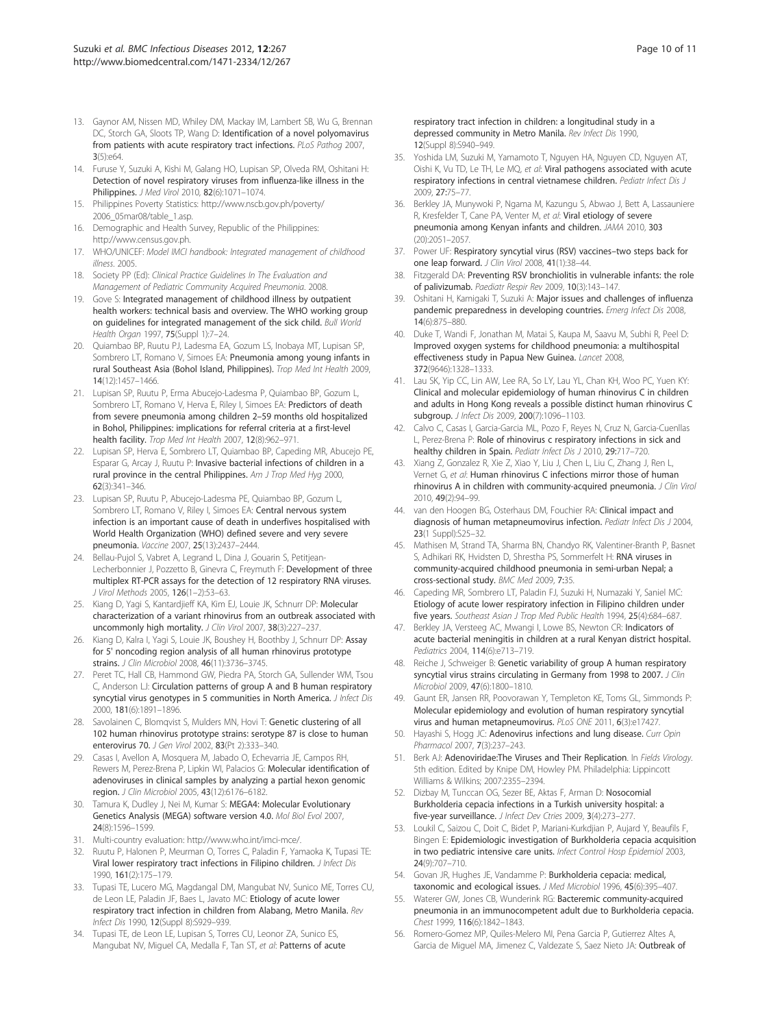13. Gaynor AM, Nissen MD, Whiley DM, Mackay IM, Lambert SB, Wu G, Brennan DC, Storch GA, Sloots TP, Wang D: **Identification of a novel polyomavirus from patients with acute respiratory tract infections.** *PLoS Pathog* 2007, **3**(5):e64.
14. Furuse Y, Suzuki A, Kishi M, Galang HO, Lupisan SP, Olveda RM, Oshitani H: **Detection of novel respiratory viruses from influenza-like illness in the Philippines.** *J Med Virol* 2010, **82**(6):1071–1074.
15. Philippines Poverty Statistics: http://www.nscb.gov.ph/poverty/2006_05mar08/table_1.asp.
16. Demographic and Health Survey, Republic of the Philippines: http://www.census.gov.ph.
17. WHO/UNICEF: *Model IMCI handbook: Integrated management of childhood illness*. 2005.
18. Society PP (Ed): *Clinical Practice Guidelines In The Evaluation and Management of Pediatric Community Acquired Pneumonia*. 2008.
19. Gove S: **Integrated management of childhood illness by outpatient health workers: technical basis and overview. The WHO working group on guidelines for integrated management of the sick child.** *Bull World Health Organ* 1997, **75**(Suppl 1):7–24.
20. Quiambao BP, Ruutu PJ, Ladesma EA, Gozum LS, Inobaya MT, Lupisan SP, Sombrero LT, Romano V, Simoes EA: **Pneumonia among young infants in rural Southeast Asia (Bohol Island, Philippines).** *Trop Med Int Health* 2009, **14**(12):1457–1466.
21. Lupisan SP, Ruutu P, Erma Abucejo-Ladesma P, Quiambao BP, Gozum L, Sombrero LT, Romano V, Herva E, Riley I, Simoes EA: **Predictors of death from severe pneumonia among children 2–59 months old hospitalized in Bohol, Philippines: implications for referral criteria at a first-level health facility.** *Trop Med Int Health* 2007, **12**(8):962–971.
22. Lupisan SP, Herva E, Sombrero LT, Quiambao BP, Capeding MR, Abucejo PE, Esparar G, Arcay J, Ruutu P: **Invasive bacterial infections of children in a rural province in the central Philippines.** *Am J Trop Med Hyg* 2000, **62**(3):341–346.
23. Lupisan SP, Ruutu P, Abucejo-Ladesma PE, Quiambao BP, Gozum L, Sombrero LT, Romano V, Riley I, Simoes EA: **Central nervous system infection is an important cause of death in underfives hospitalised with World Health Organization (WHO) defined severe and very severe pneumonia.** *Vaccine* 2007, **25**(13):2437–2444.
24. Bellau-Pujol S, Vabret A, Legrand L, Dina J, Gouarin S, Petitjean-Lecherbonnier J, Pozzetto B, Ginevra C, Freymuth F: **Development of three multiplex RT-PCR assays for the detection of 12 respiratory RNA viruses.** *J Virol Methods* 2005, **126**(1–2):53–63.
25. Kiang D, Yagi S, Kantardjieff KA, Kim EJ, Louie JK, Schnurr DP: **Molecular characterization of a variant rhinovirus from an outbreak associated with uncommonly high mortality.** *J Clin Virol* 2007, **38**(3):227–237.
26. Kiang D, Kalra I, Yagi S, Louie JK, Boushey H, Boothby J, Schnurr DP: **Assay for 5' noncoding region analysis of all human rhinovirus prototype strains.** *J Clin Microbiol* 2008, **46**(11):3736–3745.
27. Peret TC, Hall CB, Hammond GW, Piedra PA, Storch GA, Sullender WM, Tsou C, Anderson LJ: **Circulation patterns of group A and B human respiratory syncytial virus genotypes in 5 communities in North America.** *J Infect Dis* 2000, **181**(6):1891–1896.
28. Savolainen C, Blomqvist S, Mulders MN, Hovi T: **Genetic clustering of all 102 human rhinovirus prototype strains: serotype 87 is close to human enterovirus 70.** *J Gen Virol* 2002, **83**(Pt 2):333–340.
29. Casas I, Avellon A, Mosquera M, Jabado O, Echevarria JE, Campos RH, Rewers M, Perez-Brena P, Lipkin WI, Palacios G: **Molecular identification of adenoviruses in clinical samples by analyzing a partial hexon genomic region.** *J Clin Microbiol* 2005, **43**(12):6176–6182.
30. Tamura K, Dudley J, Nei M, Kumar S: **MEGA4: Molecular Evolutionary Genetics Analysis (MEGA) software version 4.0.** *Mol Biol Evol* 2007, **24**(8):1596–1599.
31. Multi-country evaluation: http://www.who.int/imci-mce/.
32. Ruutu P, Halonen P, Meurman O, Torres C, Paladin F, Yamaoka K, Tupasi TE: **Viral lower respiratory tract infections in Filipino children.** *J Infect Dis* 1990, **161**(2):175–179.
33. Tupasi TE, Lucero MG, Magdangal DM, Mangubat NV, Sunico ME, Torres CU, de Leon LE, Paladin JF, Baes L, Javato MC: **Etiology of acute lower respiratory tract infection in children from Alabang, Metro Manila.** *Rev Infect Dis* 1990, **12**(Suppl 8):S929–939.
34. Tupasi TE, de Leon LE, Lupisan S, Torres CU, Leonor ZA, Sunico ES, Mangubat NV, Miguel CA, Medalla F, Tan ST, *et al*: **Patterns of acute respiratory tract infection in children: a longitudinal study in a depressed community in Metro Manila.** *Rev Infect Dis* 1990, **12**(Suppl 8):S940–949.
35. Yoshida LM, Suzuki M, Yamamoto T, Nguyen HA, Nguyen CD, Nguyen AT, Oishi K, Vu TD, Le TH, Le MQ, *et al*: **Viral pathogens associated with acute respiratory infections in central vietnamese children.** *Pediatr Infect Dis J* 2009, **27:**75–77.
36. Berkley JA, Munywoki P, Ngama M, Kazungu S, Abwao J, Bett A, Lassauniere R, Kresfelder T, Cane PA, Venter M, *et al*: **Viral etiology of severe pneumonia among Kenyan infants and children.** *JAMA* 2010, **303** (20):2051–2057.
37. Power UF: **Respiratory syncytial virus (RSV) vaccines–two steps back for one leap forward.** *J Clin Virol* 2008, **41**(1):38–44.
38. Fitzgerald DA: **Preventing RSV bronchiolitis in vulnerable infants: the role of palivizumab.** *Paediatr Respir Rev* 2009, **10**(3):143–147.
39. Oshitani H, Kamigaki T, Suzuki A: **Major issues and challenges of influenza pandemic preparedness in developing countries.** *Emerg Infect Dis* 2008, **14**(6):875–880.
40. Duke T, Wandi F, Jonathan M, Matai S, Kaupa M, Saavu M, Subhi R, Peel D: **Improved oxygen systems for childhood pneumonia: a multihospital effectiveness study in Papua New Guinea.** *Lancet* 2008, **372**(9646):1328–1333.
41. Lau SK, Yip CC, Lin AW, Lee RA, So LY, Lau YL, Chan KH, Woo PC, Yuen KY: **Clinical and molecular epidemiology of human rhinovirus C in children and adults in Hong Kong reveals a possible distinct human rhinovirus C subgroup.** *J Infect Dis* 2009, **200**(7):1096–1103.
42. Calvo C, Casas I, Garcia-Garcia ML, Pozo F, Reyes N, Cruz N, Garcia-Cuenllas L, Perez-Brena P: **Role of rhinovirus c respiratory infections in sick and healthy children in Spain.** *Pediatr Infect Dis J* 2010, **29:**717–720.
43. Xiang Z, Gonzalez R, Xie Z, Xiao Y, Liu J, Chen L, Liu C, Zhang J, Ren L, Vernet G, *et al*: **Human rhinovirus C infections mirror those of human rhinovirus A in children with community-acquired pneumonia.** *J Clin Virol* 2010, **49**(2):94–99.
44. van den Hoogen BG, Osterhaus DM, Fouchier RA: **Clinical impact and diagnosis of human metapneumovirus infection.** *Pediatr Infect Dis J* 2004, **23**(1 Suppl):S25–32.
45. Mathisen M, Strand TA, Sharma BN, Chandyo RK, Valentiner-Branth P, Basnet S, Adhikari RK, Hvidsten D, Shrestha PS, Sommerfelt H: **RNA viruses in community-acquired childhood pneumonia in semi-urban Nepal; a cross-sectional study.** *BMC Med* 2009, **7:**35.
46. Capeding MR, Sombrero LT, Paladin FJ, Suzuki H, Numazaki Y, Saniel MC: **Etiology of acute lower respiratory infection in Filipino children under five years.** *Southeast Asian J Trop Med Public Health* 1994, **25**(4):684–687.
47. Berkley JA, Versteeg AC, Mwangi I, Lowe BS, Newton CR: **Indicators of acute bacterial meningitis in children at a rural Kenyan district hospital.** *Pediatrics* 2004, **114**(6):e713–719.
48. Reiche J, Schweiger B: **Genetic variability of group A human respiratory syncytial virus strains circulating in Germany from 1998 to 2007.** *J Clin Microbiol* 2009, **47**(6):1800–1810.
49. Gaunt ER, Jansen RR, Poovorawan Y, Templeton KE, Toms GL, Simmonds P: **Molecular epidemiology and evolution of human respiratory syncytial virus and human metapneumovirus.** *PLoS ONE* 2011, **6**(3):e17427.
50. Hayashi S, Hogg JC: **Adenovirus infections and lung disease.** *Curr Opin Pharmacol* 2007, **7**(3):237–243.
51. Berk AJ: **Adenoviridae:The Viruses and Their Replication**. In *Fields Virology*. 5th edition. Edited by Knipe DM, Howley PM. Philadelphia: Lippincott Williams & Wilkins; 2007:2355–2394.
52. Dizbay M, Tunccan OG, Sezer BE, Aktas F, Arman D: **Nosocomial Burkholderia cepacia infections in a Turkish university hospital: a five-year surveillance.** *J Infect Dev Ctries* 2009, **3**(4):273–277.
53. Loukil C, Saizou C, Doit C, Bidet P, Mariani-Kurkdjian P, Aujard Y, Beaufils F, Bingen E: **Epidemiologic investigation of Burkholderia cepacia acquisition in two pediatric intensive care units.** *Infect Control Hosp Epidemiol* 2003, **24**(9):707–710.
54. Govan JR, Hughes JE, Vandamme P: **Burkholderia cepacia: medical, taxonomic and ecological issues.** *J Med Microbiol* 1996, **45**(6):395–407.
55. Waterer GW, Jones CB, Wunderink RG: **Bacteremic community-acquired pneumonia in an immunocompetent adult due to Burkholderia cepacia.** *Chest* 1999, **116**(6):1842–1843.
56. Romero-Gomez MP, Quiles-Melero MI, Pena Garcia P, Gutierrez Altes A, Garcia de Miguel MA, Jimenez C, Valdezate S, Saez Nieto JA: **Outbreak of**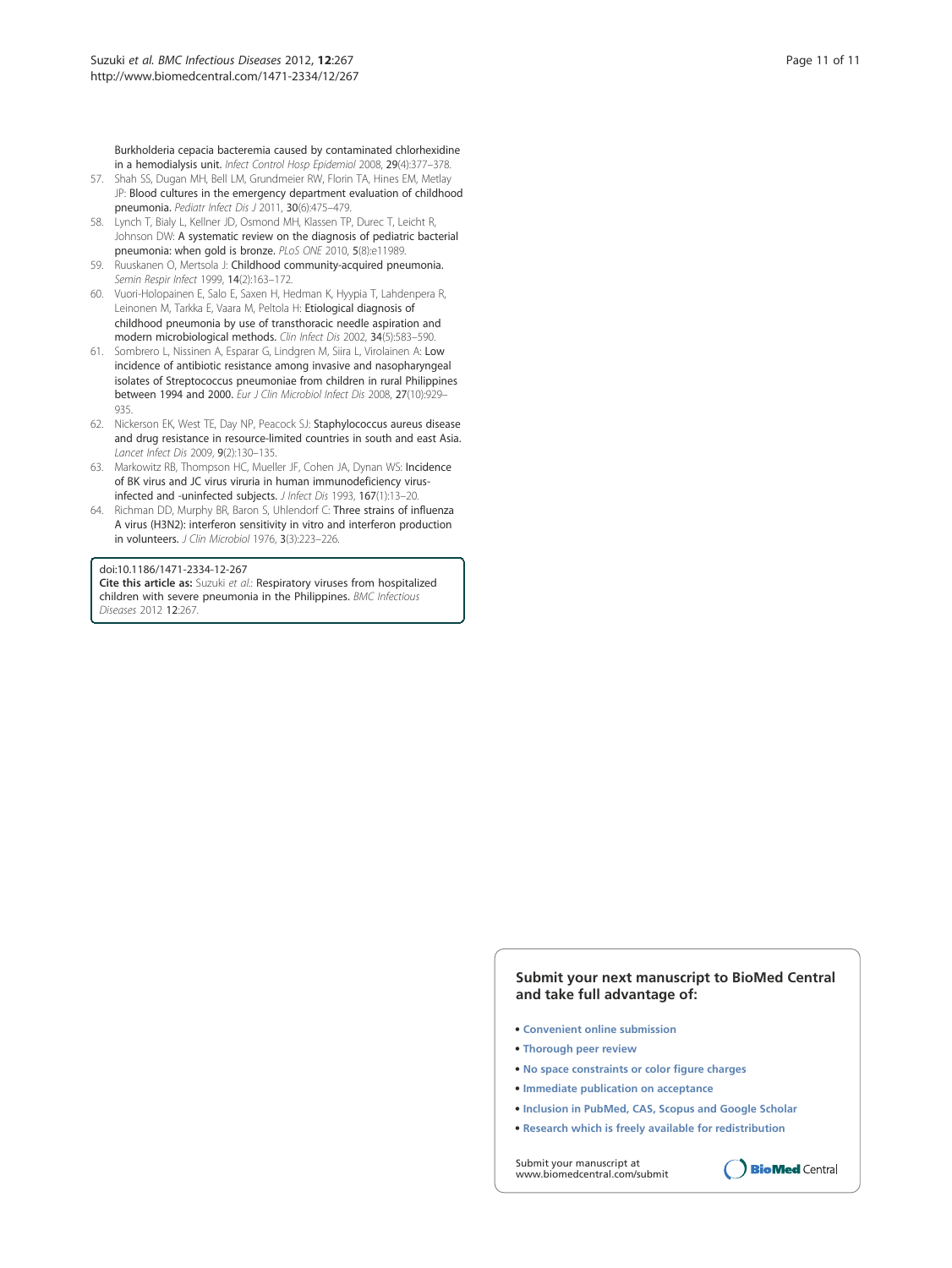Burkholderia cepacia bacteremia caused by contaminated chlorhexidine in a hemodialysis unit. *Infect Control Hosp Epidemiol* 2008, **29**(4):377–378.

57. Shah SS, Dugan MH, Bell LM, Grundmeier RW, Florin TA, Hines EM, Metlay JP: **Blood cultures in the emergency department evaluation of childhood pneumonia.** *Pediatr Infect Dis J* 2011, **30**(6):475–479.
58. Lynch T, Bialy L, Kellner JD, Osmond MH, Klassen TP, Durec T, Leicht R, Johnson DW: **A systematic review on the diagnosis of pediatric bacterial pneumonia: when gold is bronze.** *PLoS ONE* 2010, **5**(8):e11989.
59. Ruuskanen O, Mertsola J: **Childhood community-acquired pneumonia.** *Semin Respir Infect* 1999, **14**(2):163–172.
60. Vuori-Holopainen E, Salo E, Saxen H, Hedman K, Hyypia T, Lahdenpera R, Leinonen M, Tarkka E, Vaara M, Peltola H: **Etiological diagnosis of childhood pneumonia by use of transthoracic needle aspiration and modern microbiological methods.** *Clin Infect Dis* 2002, **34**(5):583–590.
61. Sombrero L, Nissinen A, Esparar G, Lindgren M, Siira L, Virolainen A: **Low incidence of antibiotic resistance among invasive and nasopharyngeal isolates of Streptococcus pneumoniae from children in rural Philippines between 1994 and 2000.** *Eur J Clin Microbiol Infect Dis* 2008, **27**(10):929–935.
62. Nickerson EK, West TE, Day NP, Peacock SJ: **Staphylococcus aureus disease and drug resistance in resource-limited countries in south and east Asia.** *Lancet Infect Dis* 2009, **9**(2):130–135.
63. Markowitz RB, Thompson HC, Mueller JF, Cohen JA, Dynan WS: **Incidence of BK virus and JC virus viruria in human immunodeficiency virus-infected and -uninfected subjects.** *J Infect Dis* 1993, **167**(1):13–20.
64. Richman DD, Murphy BR, Baron S, Uhlendorf C: **Three strains of influenza A virus (H3N2): interferon sensitivity in vitro and interferon production in volunteers.** *J Clin Microbiol* 1976, **3**(3):223–226.

doi:10.1186/1471-2334-12-267

**Cite this article as:** Suzuki *et al.*: Respiratory viruses from hospitalized children with severe pneumonia in the Philippines. *BMC Infectious Diseases* 2012 **12**:267.

**Submit your next manuscript to BioMed Central and take full advantage of:**

- **Convenient online submission**
- **Thorough peer review**
- **No space constraints or color figure charges**
- **Immediate publication on acceptance**
- **Inclusion in PubMed, CAS, Scopus and Google Scholar**
- **Research which is freely available for redistribution**

Submit your manuscript at
www.biomedcentral.com/submit

BioMed Central